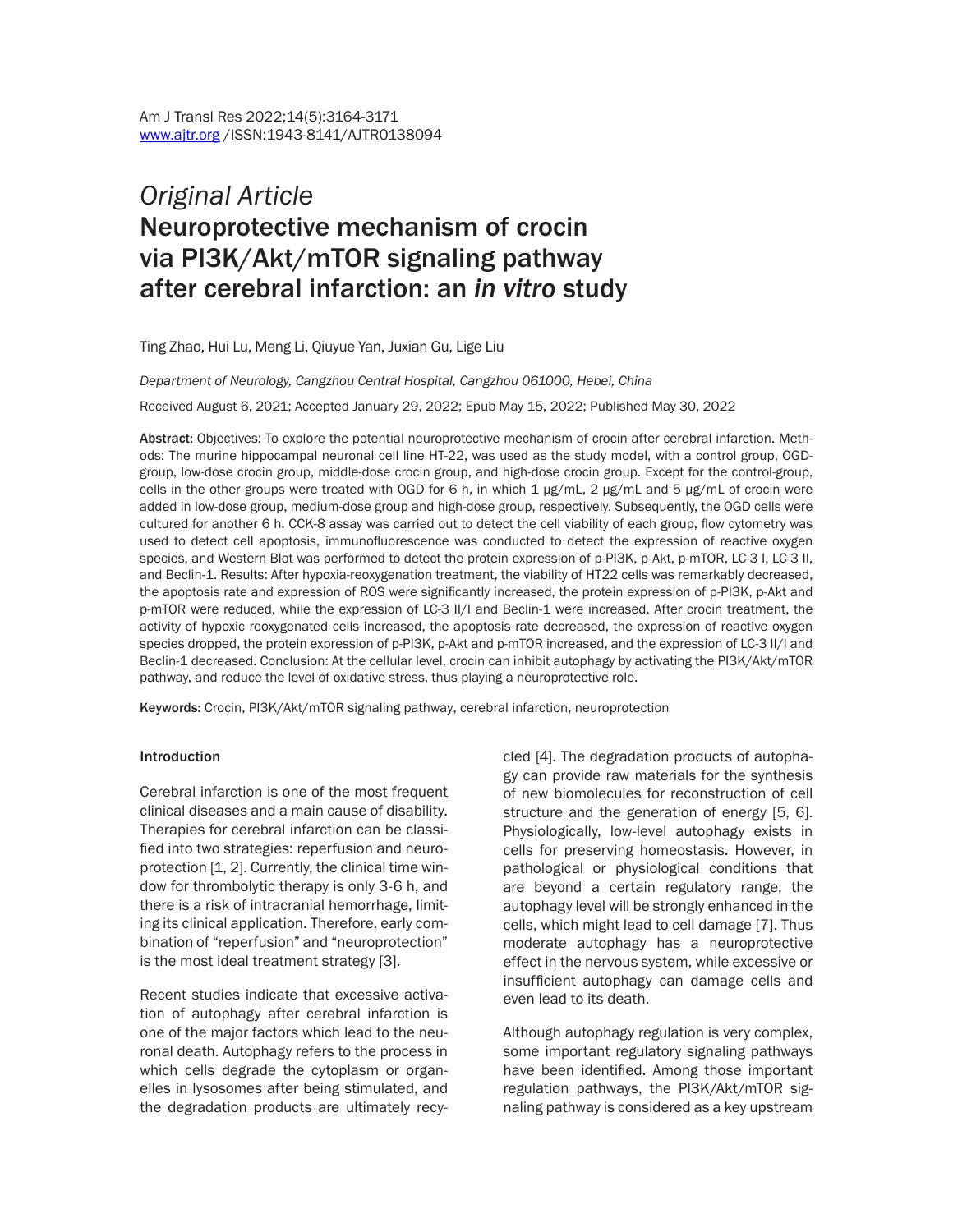*Original Article*

# Neuroprotective mechanism of crocin via PI3K/Akt/mTOR signaling pathway after cerebral infarction: an *in vitro* study

Ting Zhao, Hui Lu, Meng Li, Qiuyue Yan, Juxian Gu, Lige Liu

*Department of Neurology, Cangzhou Central Hospital, Cangzhou 061000, Hebei, China*

Received August 6, 2021; Accepted January 29, 2022; Epub May 15, 2022; Published May 30, 2022

**Abstract:** Objectives: To explore the potential neuroprotective mechanism of crocin after cerebral infarction. Methods: The murine hippocampal neuronal cell line HT-22, was used as the study model, with a control group, OGD-group, low-dose crocin group, middle-dose crocin group, and high-dose crocin group. Except for the control-group, cells in the other groups were treated with OGD for 6 h, in which 1 μg/mL, 2 μg/mL and 5 μg/mL of crocin were added in low-dose group, medium-dose group and high-dose group, respectively. Subsequently, the OGD cells were cultured for another 6 h. CCK-8 assay was carried out to detect the cell viability of each group, flow cytometry was used to detect cell apoptosis, immunofluorescence was conducted to detect the expression of reactive oxygen species, and Western Blot was performed to detect the protein expression of p-PI3K, p-Akt, p-mTOR, LC-3 I, LC-3 II, and Beclin-1. Results: After hypoxia-reoxygenation treatment, the viability of HT22 cells was remarkably decreased, the apoptosis rate and expression of ROS were significantly increased, the protein expression of p-PI3K, p-Akt and p-mTOR were reduced, while the expression of LC-3 II/I and Beclin-1 were increased. After crocin treatment, the activity of hypoxic reoxygenated cells increased, the apoptosis rate decreased, the expression of reactive oxygen species dropped, the protein expression of p-PI3K, p-Akt and p-mTOR increased, and the expression of LC-3 II/I and Beclin-1 decreased. Conclusion: At the cellular level, crocin can inhibit autophagy by activating the PI3K/Akt/mTOR pathway, and reduce the level of oxidative stress, thus playing a neuroprotective role.

**Keywords:** Crocin, PI3K/Akt/mTOR signaling pathway, cerebral infarction, neuroprotection

## Introduction

Cerebral infarction is one of the most frequent clinical diseases and a main cause of disability. Therapies for cerebral infarction can be classified into two strategies: reperfusion and neuroprotection [1, 2]. Currently, the clinical time window for thrombolytic therapy is only 3-6 h, and there is a risk of intracranial hemorrhage, limiting its clinical application. Therefore, early combination of "reperfusion" and "neuroprotection" is the most ideal treatment strategy [3].

Recent studies indicate that excessive activation of autophagy after cerebral infarction is one of the major factors which lead to the neuronal death. Autophagy refers to the process in which cells degrade the cytoplasm or organelles in lysosomes after being stimulated, and the degradation products are ultimately recycled [4]. The degradation products of autophagy can provide raw materials for the synthesis of new biomolecules for reconstruction of cell structure and the generation of energy [5, 6]. Physiologically, low-level autophagy exists in cells for preserving homeostasis. However, in pathological or physiological conditions that are beyond a certain regulatory range, the autophagy level will be strongly enhanced in the cells, which might lead to cell damage [7]. Thus moderate autophagy has a neuroprotective effect in the nervous system, while excessive or insufficient autophagy can damage cells and even lead to its death.

Although autophagy regulation is very complex, some important regulatory signaling pathways have been identified. Among those important regulation pathways, the PI3K/Akt/mTOR signaling pathway is considered as a key upstream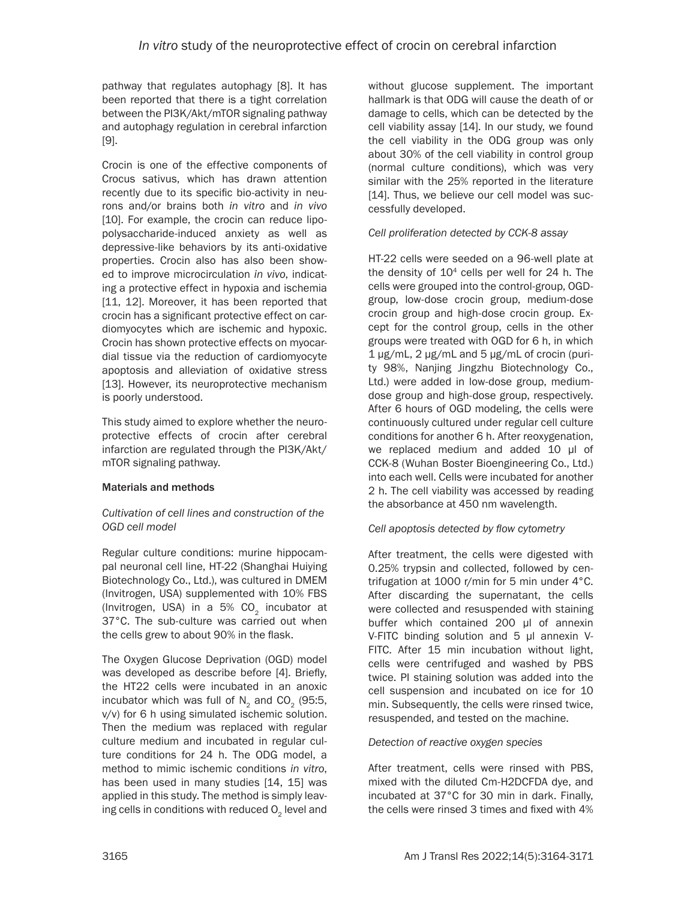pathway that regulates autophagy [8]. It has been reported that there is a tight correlation between the PI3K/Akt/mTOR signaling pathway and autophagy regulation in cerebral infarction [9].

Crocin is one of the effective components of Crocus sativus, which has drawn attention recently due to its specific bio-activity in neurons and/or brains both *in vitro* and *in vivo* [10]. For example, the crocin can reduce lipopolysaccharide-induced anxiety as well as depressive-like behaviors by its anti-oxidative properties. Crocin also has also been showed to improve microcirculation *in vivo*, indicating a protective effect in hypoxia and ischemia [11, 12]. Moreover, it has been reported that crocin has a significant protective effect on cardiomyocytes which are ischemic and hypoxic. Crocin has shown protective effects on myocardial tissue via the reduction of cardiomyocyte apoptosis and alleviation of oxidative stress [13]. However, its neuroprotective mechanism is poorly understood.

This study aimed to explore whether the neuroprotective effects of crocin after cerebral infarction are regulated through the PI3K/Akt/mTOR signaling pathway.

## Materials and methods

### *Cultivation of cell lines and construction of the OGD cell model*

Regular culture conditions: murine hippocampal neuronal cell line, HT-22 (Shanghai Huiying Biotechnology Co., Ltd.), was cultured in DMEM (Invitrogen, USA) supplemented with 10% FBS (Invitrogen, USA) in a 5% $CO_2$ incubator at 37°C. The sub-culture was carried out when the cells grew to about 90% in the flask.

The Oxygen Glucose Deprivation (OGD) model was developed as describe before [4]. Briefly, the HT22 cells were incubated in an anoxic incubator which was full of $N_2$ and $CO_2$ (95:5, v/v) for 6 h using simulated ischemic solution. Then the medium was replaced with regular culture medium and incubated in regular culture conditions for 24 h. The ODG model, a method to mimic ischemic conditions *in vitro*, has been used in many studies [14, 15] was applied in this study. The method is simply leaving cells in conditions with reduced $O_2$ level and without glucose supplement. The important hallmark is that ODG will cause the death of or damage to cells, which can be detected by the cell viability assay [14]. In our study, we found the cell viability in the ODG group was only about 30% of the cell viability in control group (normal culture conditions), which was very similar with the 25% reported in the literature [14]. Thus, we believe our cell model was successfully developed.

### *Cell proliferation detected by CCK-8 assay*

HT-22 cells were seeded on a 96-well plate at the density of $10^4$ cells per well for 24 h. The cells were grouped into the control-group, OGD-group, low-dose crocin group, medium-dose crocin group and high-dose crocin group. Except for the control group, cells in the other groups were treated with OGD for 6 h, in which 1 μg/mL, 2 μg/mL and 5 μg/mL of crocin (purity 98%, Nanjing Jingzhu Biotechnology Co., Ltd.) were added in low-dose group, medium-dose group and high-dose group, respectively. After 6 hours of OGD modeling, the cells were continuously cultured under regular cell culture conditions for another 6 h. After reoxygenation, we replaced medium and added 10 μl of CCK-8 (Wuhan Boster Bioengineering Co., Ltd.) into each well. Cells were incubated for another 2 h. The cell viability was accessed by reading the absorbance at 450 nm wavelength.

### *Cell apoptosis detected by flow cytometry*

After treatment, the cells were digested with 0.25% trypsin and collected, followed by centrifugation at 1000 r/min for 5 min under 4°C. After discarding the supernatant, the cells were collected and resuspended with staining buffer which contained 200 μl of annexin V-FITC binding solution and 5 μl annexin V-FITC. After 15 min incubation without light, cells were centrifuged and washed by PBS twice. PI staining solution was added into the cell suspension and incubated on ice for 10 min. Subsequently, the cells were rinsed twice, resuspended, and tested on the machine.

### *Detection of reactive oxygen species*

After treatment, cells were rinsed with PBS, mixed with the diluted Cm-H2DCFDA dye, and incubated at 37°C for 30 min in dark. Finally, the cells were rinsed 3 times and fixed with 4%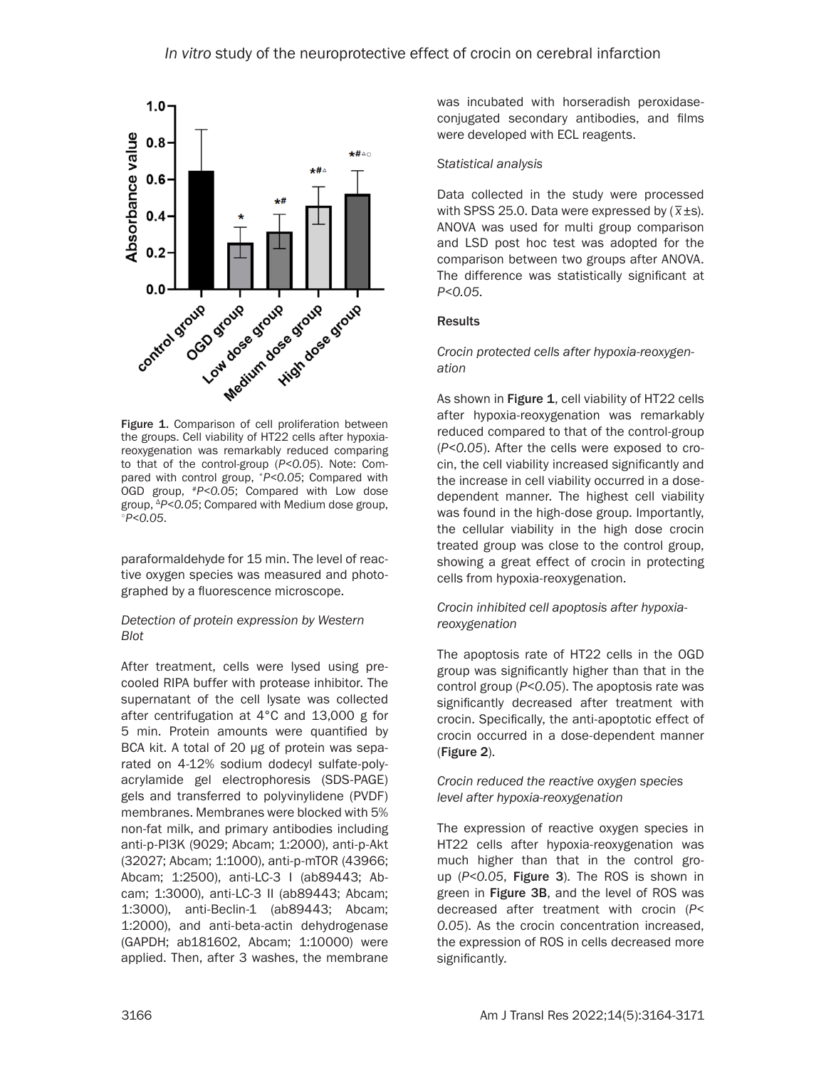Figure 1. Comparison of cell proliferation between the groups. Cell viability of HT22 cells after hypoxia-reoxygenation was remarkably reduced comparing to that of the control-group (*P<0.05*). Note: Compared with control group, \**P<0.05*; Compared with OGD group, #*P<0.05*; Compared with Low dose group, △*P<0.05*; Compared with Medium dose group, ○*P<0.05*.

paraformaldehyde for 15 min. The level of reactive oxygen species was measured and photographed by a fluorescence microscope.

*Detection of protein expression by Western Blot*

After treatment, cells were lysed using pre-cooled RIPA buffer with protease inhibitor. The supernatant of the cell lysate was collected after centrifugation at 4°C and 13,000 g for 5 min. Protein amounts were quantified by BCA kit. A total of 20 μg of protein was separated on 4-12% sodium dodecyl sulfate-polyacrylamide gel electrophoresis (SDS-PAGE) gels and transferred to polyvinylidene (PVDF) membranes. Membranes were blocked with 5% non-fat milk, and primary antibodies including anti-p-PI3K (9029; Abcam; 1:2000), anti-p-Akt (32027; Abcam; 1:1000), anti-p-mTOR (43966; Abcam; 1:2500), anti-LC-3 I (ab89443; Abcam; 1:3000), anti-LC-3 II (ab89443; Abcam; 1:3000), anti-Beclin-1 (ab89443; Abcam; 1:2000), and anti-beta-actin dehydrogenase (GAPDH; ab181602, Abcam; 1:10000) were applied. Then, after 3 washes, the membrane was incubated with horseradish peroxidase-conjugated secondary antibodies, and films were developed with ECL reagents.

*Statistical analysis*

Data collected in the study were processed with SPSS 25.0. Data were expressed by ($\bar{x}$±s). ANOVA was used for multi group comparison and LSD post hoc test was adopted for the comparison between two groups after ANOVA. The difference was statistically significant at *P<0.05*.

## Results

*Crocin protected cells after hypoxia-reoxygenation*

As shown in **Figure 1**, cell viability of HT22 cells after hypoxia-reoxygenation was remarkably reduced compared to that of the control-group (*P<0.05*). After the cells were exposed to crocin, the cell viability increased significantly and the increase in cell viability occurred in a dose-dependent manner. The highest cell viability was found in the high-dose group. Importantly, the cellular viability in the high dose crocin treated group was close to the control group, showing a great effect of crocin in protecting cells from hypoxia-reoxygenation.

*Crocin inhibited cell apoptosis after hypoxia-reoxygenation*

The apoptosis rate of HT22 cells in the OGD group was significantly higher than that in the control group (*P<0.05*). The apoptosis rate was significantly decreased after treatment with crocin. Specifically, the anti-apoptotic effect of crocin occurred in a dose-dependent manner (**Figure 2**).

*Crocin reduced the reactive oxygen species level after hypoxia-reoxygenation*

The expression of reactive oxygen species in HT22 cells after hypoxia-reoxygenation was much higher than that in the control group (*P<0.05*, **Figure 3**). The ROS is shown in green in **Figure 3B**, and the level of ROS was decreased after treatment with crocin (*P< 0.05*). As the crocin concentration increased, the expression of ROS in cells decreased more significantly.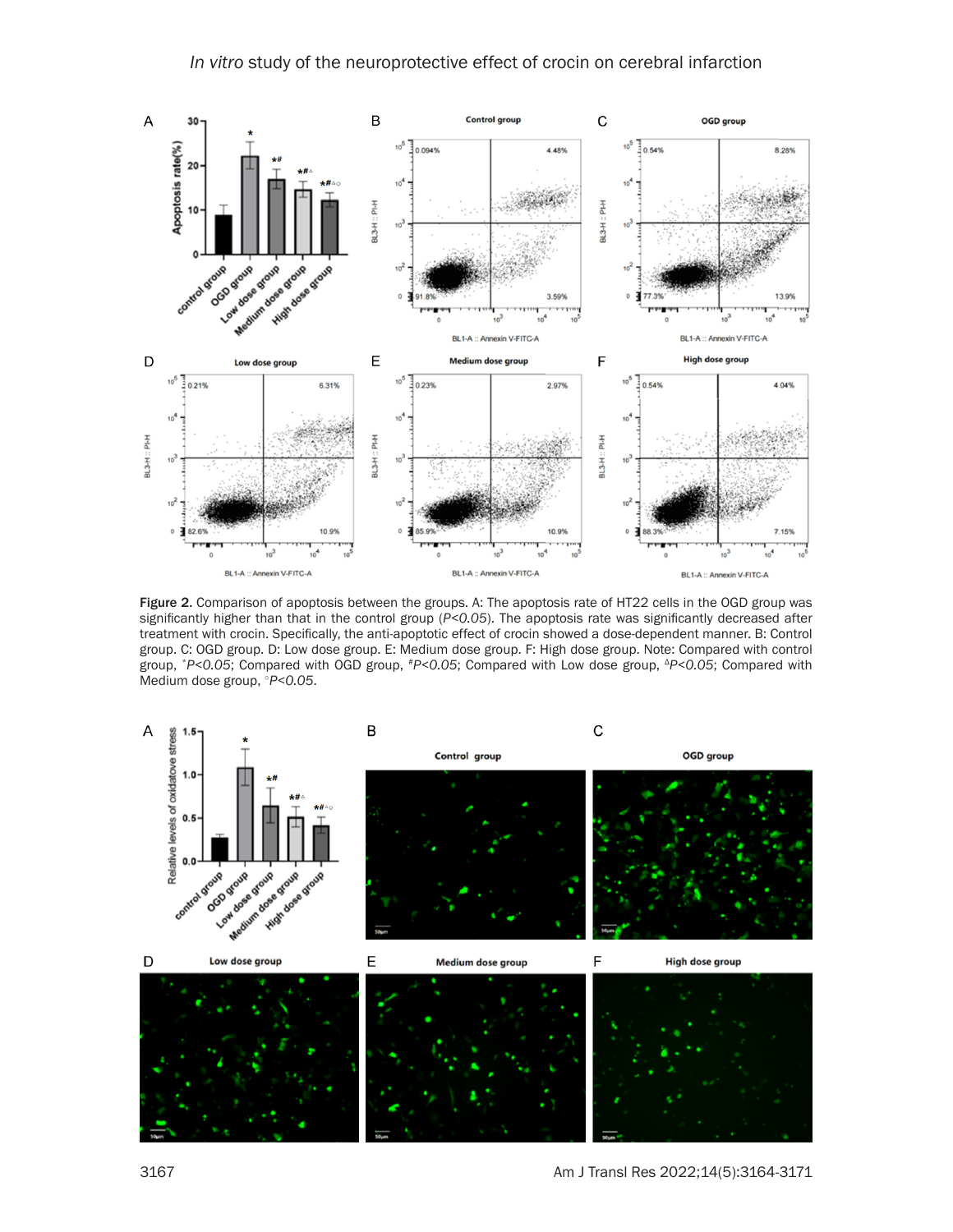Figure 2. Comparison of apoptosis between the groups. A: The apoptosis rate of HT22 cells in the OGD group was significantly higher than that in the control group ($P<0.05$). The apoptosis rate was significantly decreased after treatment with crocin. Specifically, the anti-apoptotic effect of crocin showed a dose-dependent manner. B: Control group. C: OGD group. D: Low dose group. E: Medium dose group. F: High dose group. Note: Compared with control group, $^{*}P<0.05$; Compared with OGD group, $^{\#}P<0.05$; Compared with Low dose group, $^{\triangle}P<0.05$; Compared with Medium dose group, $^{\circ}P<0.05$.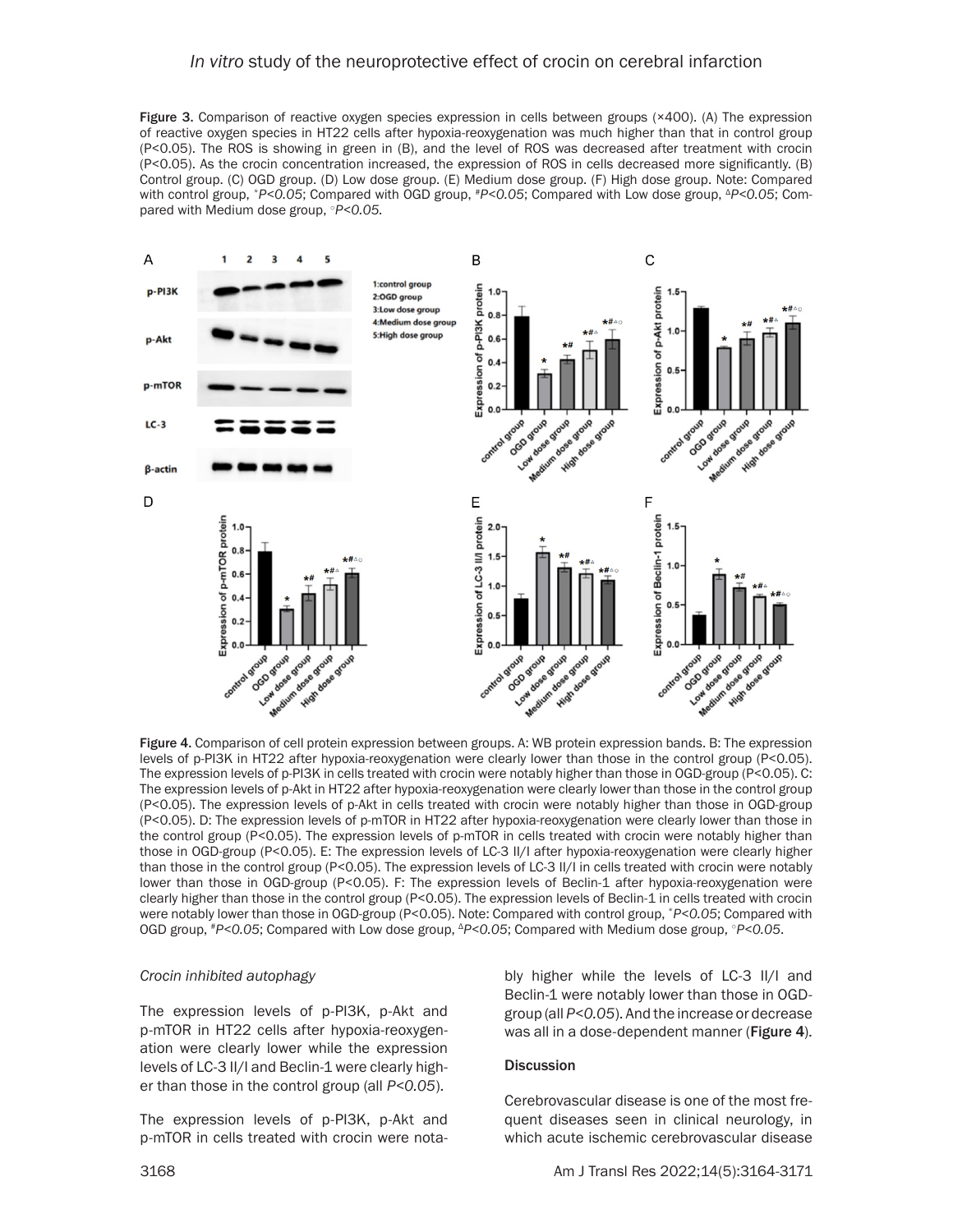Figure 3. Comparison of reactive oxygen species expression in cells between groups (×400). (A) The expression of reactive oxygen species in HT22 cells after hypoxia-reoxygenation was much higher than that in control group (P<0.05). The ROS is showing in green in (B), and the level of ROS was decreased after treatment with crocin (P<0.05). As the crocin concentration increased, the expression of ROS in cells decreased more significantly. (B) Control group. (C) OGD group. (D) Low dose group. (E) Medium dose group. (F) High dose group. Note: Compared with control group, *$P<0.05$*; Compared with OGD group, #*$P<0.05$*; Compared with Low dose group, △*$P<0.05$*; Compared with Medium dose group, ○*$P<0.05$*.

Figure 4. Comparison of cell protein expression between groups. A: WB protein expression bands. B: The expression levels of p-PI3K in HT22 after hypoxia-reoxygenation were clearly lower than those in the control group (P<0.05). The expression levels of p-PI3K in cells treated with crocin were notably higher than those in OGD-group (P<0.05). C: The expression levels of p-Akt in HT22 after hypoxia-reoxygenation were clearly lower than those in the control group (P<0.05). The expression levels of p-Akt in cells treated with crocin were notably higher than those in OGD-group (P<0.05). D: The expression levels of p-mTOR in HT22 after hypoxia-reoxygenation were clearly lower than those in the control group (P<0.05). The expression levels of p-mTOR in cells treated with crocin were notably higher than those in OGD-group (P<0.05). E: The expression levels of LC-3 II/I after hypoxia-reoxygenation were clearly higher than those in the control group (P<0.05). The expression levels of LC-3 II/I in cells treated with crocin were notably lower than those in OGD-group (P<0.05). F: The expression levels of Beclin-1 after hypoxia-reoxygenation were clearly higher than those in the control group (P<0.05). The expression levels of Beclin-1 in cells treated with crocin were notably lower than those in OGD-group (P<0.05). Note: Compared with control group, *$P<0.05$*; Compared with OGD group, #*$P<0.05$*; Compared with Low dose group, △*$P<0.05$*; Compared with Medium dose group, ○*$P<0.05$*.

*Crocin inhibited autophagy*

The expression levels of p-PI3K, p-Akt and p-mTOR in HT22 cells after hypoxia-reoxygenation were clearly lower while the expression levels of LC-3 II/I and Beclin-1 were clearly higher than those in the control group (all *$P<0.05$*).

The expression levels of p-PI3K, p-Akt and p-mTOR in cells treated with crocin were notably higher while the levels of LC-3 II/I and Beclin-1 were notably lower than those in OGD-group (all *$P<0.05$*). And the increase or decrease was all in a dose-dependent manner (**Figure 4**).

## Discussion

Cerebrovascular disease is one of the most frequent diseases seen in clinical neurology, in which acute ischemic cerebrovascular disease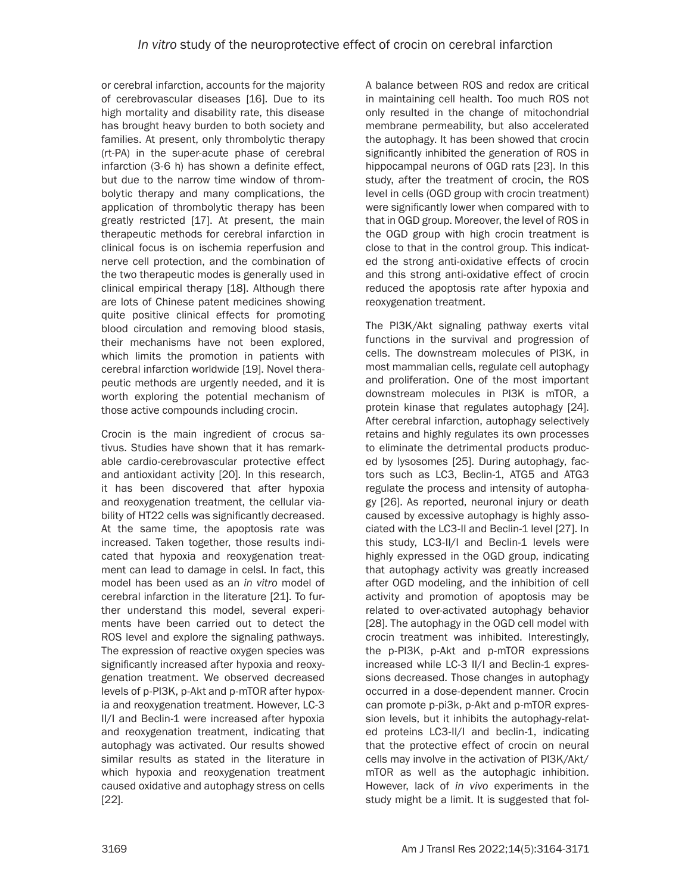or cerebral infarction, accounts for the majority of cerebrovascular diseases [16]. Due to its high mortality and disability rate, this disease has brought heavy burden to both society and families. At present, only thrombolytic therapy (rt-PA) in the super-acute phase of cerebral infarction (3-6 h) has shown a definite effect, but due to the narrow time window of thrombolytic therapy and many complications, the application of thrombolytic therapy has been greatly restricted [17]. At present, the main therapeutic methods for cerebral infarction in clinical focus is on ischemia reperfusion and nerve cell protection, and the combination of the two therapeutic modes is generally used in clinical empirical therapy [18]. Although there are lots of Chinese patent medicines showing quite positive clinical effects for promoting blood circulation and removing blood stasis, their mechanisms have not been explored, which limits the promotion in patients with cerebral infarction worldwide [19]. Novel therapeutic methods are urgently needed, and it is worth exploring the potential mechanism of those active compounds including crocin.

Crocin is the main ingredient of crocus sativus. Studies have shown that it has remarkable cardio-cerebrovascular protective effect and antioxidant activity [20]. In this research, it has been discovered that after hypoxia and reoxygenation treatment, the cellular viability of HT22 cells was significantly decreased. At the same time, the apoptosis rate was increased. Taken together, those results indicated that hypoxia and reoxygenation treatment can lead to damage in celsl. In fact, this model has been used as an *in vitro* model of cerebral infarction in the literature [21]. To further understand this model, several experiments have been carried out to detect the ROS level and explore the signaling pathways. The expression of reactive oxygen species was significantly increased after hypoxia and reoxygenation treatment. We observed decreased levels of p-PI3K, p-Akt and p-mTOR after hypoxia and reoxygenation treatment. However, LC-3 II/I and Beclin-1 were increased after hypoxia and reoxygenation treatment, indicating that autophagy was activated. Our results showed similar results as stated in the literature in which hypoxia and reoxygenation treatment caused oxidative and autophagy stress on cells [22].

A balance between ROS and redox are critical in maintaining cell health. Too much ROS not only resulted in the change of mitochondrial membrane permeability, but also accelerated the autophagy. It has been showed that crocin significantly inhibited the generation of ROS in hippocampal neurons of OGD rats [23]. In this study, after the treatment of crocin, the ROS level in cells (OGD group with crocin treatment) were significantly lower when compared with to that in OGD group. Moreover, the level of ROS in the OGD group with high crocin treatment is close to that in the control group. This indicated the strong anti-oxidative effects of crocin and this strong anti-oxidative effect of crocin reduced the apoptosis rate after hypoxia and reoxygenation treatment.

The PI3K/Akt signaling pathway exerts vital functions in the survival and progression of cells. The downstream molecules of PI3K, in most mammalian cells, regulate cell autophagy and proliferation. One of the most important downstream molecules in PI3K is mTOR, a protein kinase that regulates autophagy [24]. After cerebral infarction, autophagy selectively retains and highly regulates its own processes to eliminate the detrimental products produced by lysosomes [25]. During autophagy, factors such as LC3, Beclin-1, ATG5 and ATG3 regulate the process and intensity of autophagy [26]. As reported, neuronal injury or death caused by excessive autophagy is highly associated with the LC3-II and Beclin-1 level [27]. In this study, LC3-II/I and Beclin-1 levels were highly expressed in the OGD group, indicating that autophagy activity was greatly increased after OGD modeling, and the inhibition of cell activity and promotion of apoptosis may be related to over-activated autophagy behavior [28]. The autophagy in the OGD cell model with crocin treatment was inhibited. Interestingly, the p-PI3K, p-Akt and p-mTOR expressions increased while LC-3 II/I and Beclin-1 expressions decreased. Those changes in autophagy occurred in a dose-dependent manner. Crocin can promote p-pi3k, p-Akt and p-mTOR expression levels, but it inhibits the autophagy-related proteins LC3-II/I and beclin-1, indicating that the protective effect of crocin on neural cells may involve in the activation of PI3K/Akt/mTOR as well as the autophagic inhibition. However, lack of *in vivo* experiments in the study might be a limit. It is suggested that fol-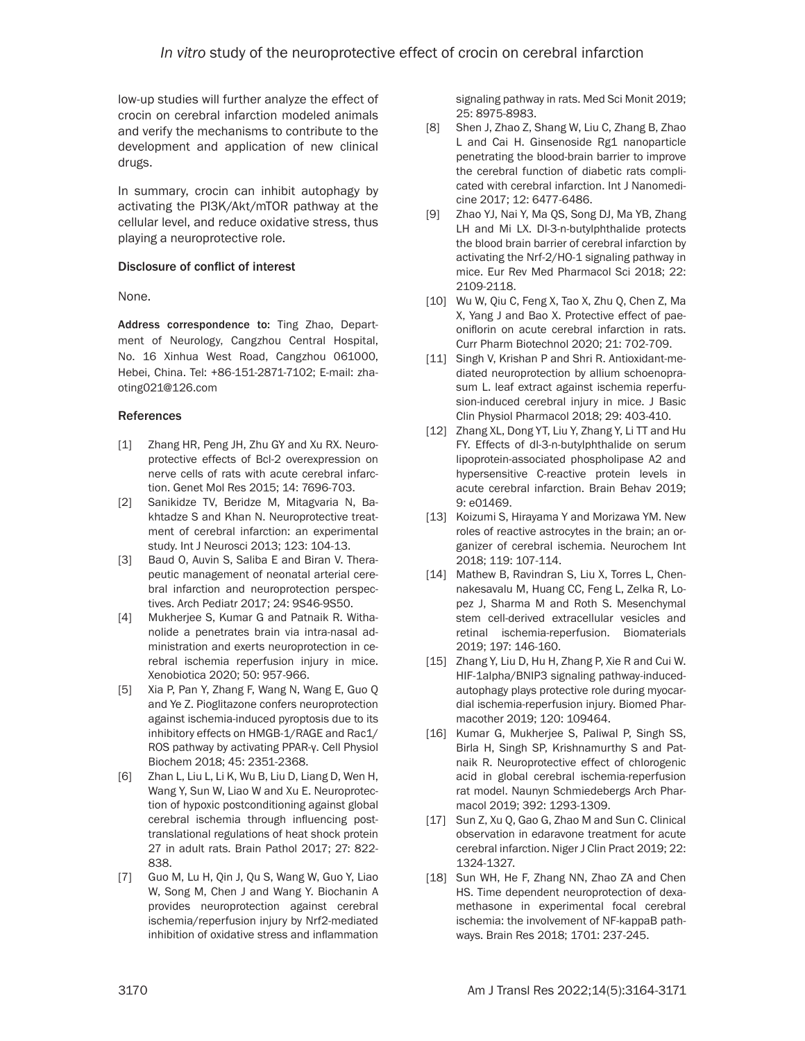low-up studies will further analyze the effect of crocin on cerebral infarction modeled animals and verify the mechanisms to contribute to the development and application of new clinical drugs.

In summary, crocin can inhibit autophagy by activating the PI3K/Akt/mTOR pathway at the cellular level, and reduce oxidative stress, thus playing a neuroprotective role.

### Disclosure of conflict of interest

None.

**Address correspondence to:** Ting Zhao, Department of Neurology, Cangzhou Central Hospital, No. 16 Xinhua West Road, Cangzhou 061000, Hebei, China. Tel: +86-151-2871-7102; E-mail: zhaoting021@126.com

### References

[1] Zhang HR, Peng JH, Zhu GY and Xu RX. Neuroprotective effects of Bcl-2 overexpression on nerve cells of rats with acute cerebral infarction. Genet Mol Res 2015; 14: 7696-703.

[2] Sanikidze TV, Beridze M, Mitagvaria N, Bakhtadze S and Khan N. Neuroprotective treatment of cerebral infarction: an experimental study. Int J Neurosci 2013; 123: 104-13.

[3] Baud O, Auvin S, Saliba E and Biran V. Therapeutic management of neonatal arterial cerebral infarction and neuroprotection perspectives. Arch Pediatr 2017; 24: 9S46-9S50.

[4] Mukherjee S, Kumar G and Patnaik R. Withanolide a penetrates brain via intra-nasal administration and exerts neuroprotection in cerebral ischemia reperfusion injury in mice. Xenobiotica 2020; 50: 957-966.

[5] Xia P, Pan Y, Zhang F, Wang N, Wang E, Guo Q and Ye Z. Pioglitazone confers neuroprotection against ischemia-induced pyroptosis due to its inhibitory effects on HMGB-1/RAGE and Rac1/ROS pathway by activating PPAR-γ. Cell Physiol Biochem 2018; 45: 2351-2368.

[6] Zhan L, Liu L, Li K, Wu B, Liu D, Liang D, Wen H, Wang Y, Sun W, Liao W and Xu E. Neuroprotection of hypoxic postconditioning against global cerebral ischemia through influencing posttranslational regulations of heat shock protein 27 in adult rats. Brain Pathol 2017; 27: 822-838.

[7] Guo M, Lu H, Qin J, Qu S, Wang W, Guo Y, Liao W, Song M, Chen J and Wang Y. Biochanin A provides neuroprotection against cerebral ischemia/reperfusion injury by Nrf2-mediated inhibition of oxidative stress and inflammation signaling pathway in rats. Med Sci Monit 2019; 25: 8975-8983.

[8] Shen J, Zhao Z, Shang W, Liu C, Zhang B, Zhao L and Cai H. Ginsenoside Rg1 nanoparticle penetrating the blood-brain barrier to improve the cerebral function of diabetic rats complicated with cerebral infarction. Int J Nanomedicine 2017; 12: 6477-6486.

[9] Zhao YJ, Nai Y, Ma QS, Song DJ, Ma YB, Zhang LH and Mi LX. Dl-3-n-butylphthalide protects the blood brain barrier of cerebral infarction by activating the Nrf-2/HO-1 signaling pathway in mice. Eur Rev Med Pharmacol Sci 2018; 22: 2109-2118.

[10] Wu W, Qiu C, Feng X, Tao X, Zhu Q, Chen Z, Ma X, Yang J and Bao X. Protective effect of paeoniflorin on acute cerebral infarction in rats. Curr Pharm Biotechnol 2020; 21: 702-709.

[11] Singh V, Krishan P and Shri R. Antioxidant-mediated neuroprotection by allium schoenoprasum L. leaf extract against ischemia reperfusion-induced cerebral injury in mice. J Basic Clin Physiol Pharmacol 2018; 29: 403-410.

[12] Zhang XL, Dong YT, Liu Y, Zhang Y, Li TT and Hu FY. Effects of dl-3-n-butylphthalide on serum lipoprotein-associated phospholipase A2 and hypersensitive C-reactive protein levels in acute cerebral infarction. Brain Behav 2019; 9: e01469.

[13] Koizumi S, Hirayama Y and Morizawa YM. New roles of reactive astrocytes in the brain; an organizer of cerebral ischemia. Neurochem Int 2018; 119: 107-114.

[14] Mathew B, Ravindran S, Liu X, Torres L, Chennakesavalu M, Huang CC, Feng L, Zelka R, Lopez J, Sharma M and Roth S. Mesenchymal stem cell-derived extracellular vesicles and retinal ischemia-reperfusion. Biomaterials 2019; 197: 146-160.

[15] Zhang Y, Liu D, Hu H, Zhang P, Xie R and Cui W. HIF-1alpha/BNIP3 signaling pathway-induced-autophagy plays protective role during myocardial ischemia-reperfusion injury. Biomed Pharmacother 2019; 120: 109464.

[16] Kumar G, Mukherjee S, Paliwal P, Singh SS, Birla H, Singh SP, Krishnamurthy S and Patnaik R. Neuroprotective effect of chlorogenic acid in global cerebral ischemia-reperfusion rat model. Naunyn Schmiedebergs Arch Pharmacol 2019; 392: 1293-1309.

[17] Sun Z, Xu Q, Gao G, Zhao M and Sun C. Clinical observation in edaravone treatment for acute cerebral infarction. Niger J Clin Pract 2019; 22: 1324-1327.

[18] Sun WH, He F, Zhang NN, Zhao ZA and Chen HS. Time dependent neuroprotection of dexamethasone in experimental focal cerebral ischemia: the involvement of NF-kappaB pathways. Brain Res 2018; 1701: 237-245.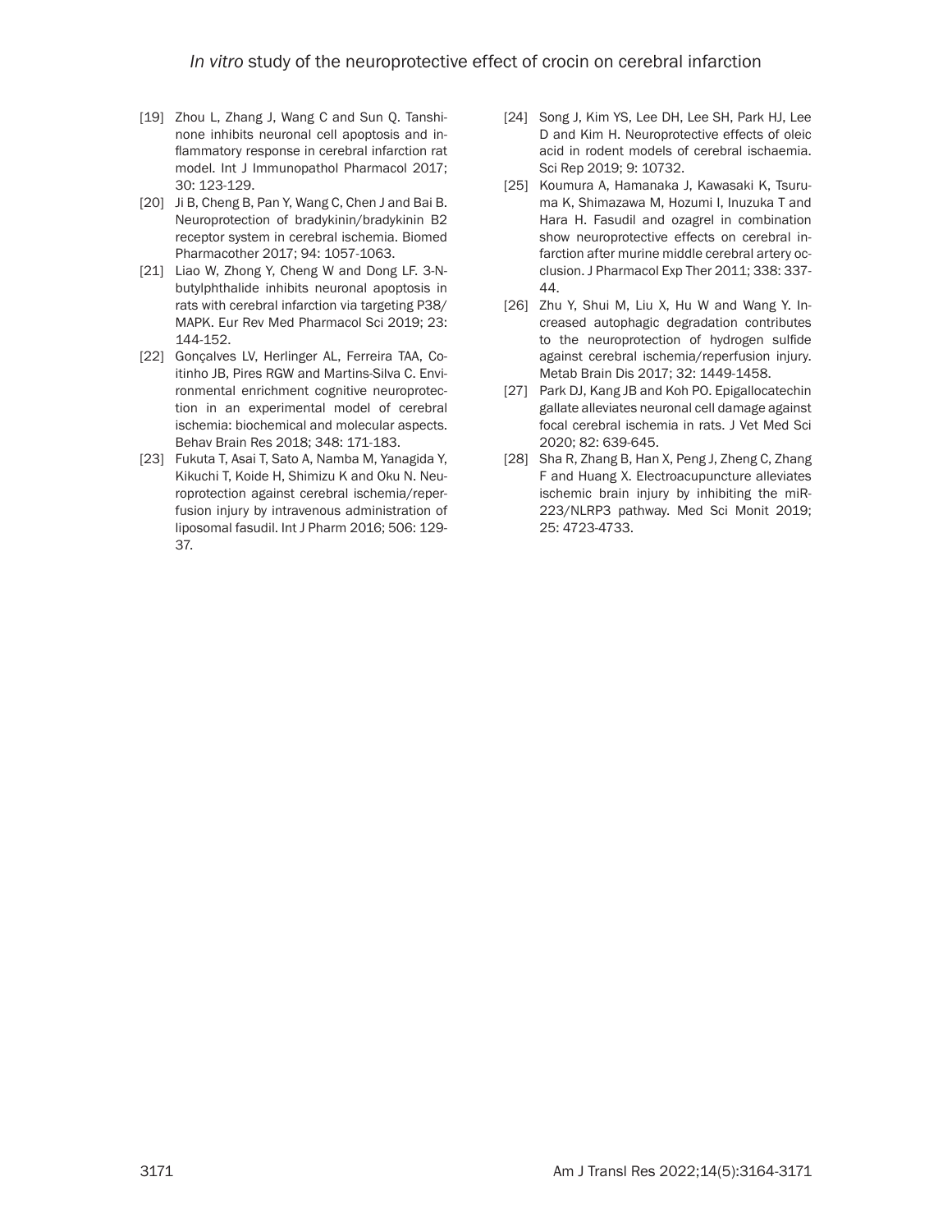[19] Zhou L, Zhang J, Wang C and Sun Q. Tanshinone inhibits neuronal cell apoptosis and inflammatory response in cerebral infarction rat model. Int J Immunopathol Pharmacol 2017; 30: 123-129.

[20] Ji B, Cheng B, Pan Y, Wang C, Chen J and Bai B. Neuroprotection of bradykinin/bradykinin B2 receptor system in cerebral ischemia. Biomed Pharmacother 2017; 94: 1057-1063.

[21] Liao W, Zhong Y, Cheng W and Dong LF. 3-N-butylphthalide inhibits neuronal apoptosis in rats with cerebral infarction via targeting P38/MAPK. Eur Rev Med Pharmacol Sci 2019; 23: 144-152.

[22] Gonçalves LV, Herlinger AL, Ferreira TAA, Coitinho JB, Pires RGW and Martins-Silva C. Environmental enrichment cognitive neuroprotection in an experimental model of cerebral ischemia: biochemical and molecular aspects. Behav Brain Res 2018; 348: 171-183.

[23] Fukuta T, Asai T, Sato A, Namba M, Yanagida Y, Kikuchi T, Koide H, Shimizu K and Oku N. Neuroprotection against cerebral ischemia/reperfusion injury by intravenous administration of liposomal fasudil. Int J Pharm 2016; 506: 129-37.

[24] Song J, Kim YS, Lee DH, Lee SH, Park HJ, Lee D and Kim H. Neuroprotective effects of oleic acid in rodent models of cerebral ischaemia. Sci Rep 2019; 9: 10732.

[25] Koumura A, Hamanaka J, Kawasaki K, Tsuruma K, Shimazawa M, Hozumi I, Inuzuka T and Hara H. Fasudil and ozagrel in combination show neuroprotective effects on cerebral infarction after murine middle cerebral artery occlusion. J Pharmacol Exp Ther 2011; 338: 337-44.

[26] Zhu Y, Shui M, Liu X, Hu W and Wang Y. Increased autophagic degradation contributes to the neuroprotection of hydrogen sulfide against cerebral ischemia/reperfusion injury. Metab Brain Dis 2017; 32: 1449-1458.

[27] Park DJ, Kang JB and Koh PO. Epigallocatechin gallate alleviates neuronal cell damage against focal cerebral ischemia in rats. J Vet Med Sci 2020; 82: 639-645.

[28] Sha R, Zhang B, Han X, Peng J, Zheng C, Zhang F and Huang X. Electroacupuncture alleviates ischemic brain injury by inhibiting the miR-223/NLRP3 pathway. Med Sci Monit 2019; 25: 4723-4733.